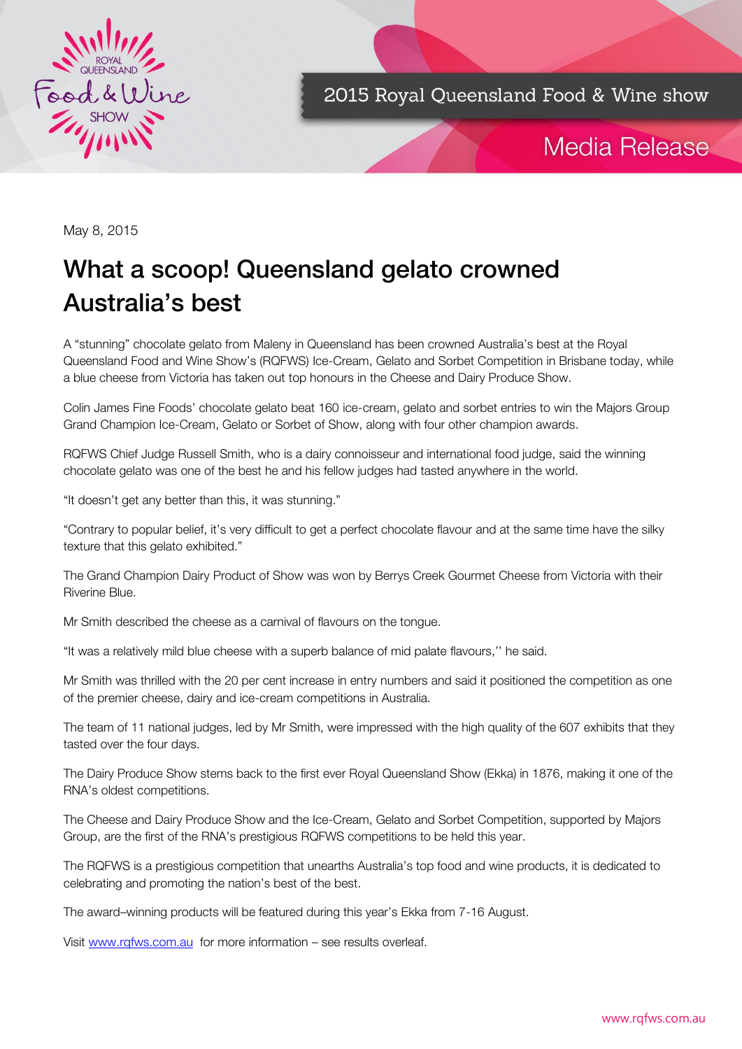2015 Royal Queensland Food & Wine show

Media Release

May 8, 2015

# What a scoop! Queensland gelato crowned Australia's best

A "stunning" chocolate gelato from Maleny in Queensland has been crowned Australia's best at the Royal Queensland Food and Wine Show's (RQFWS) Ice-Cream, Gelato and Sorbet Competition in Brisbane today, while a blue cheese from Victoria has taken out top honours in the Cheese and Dairy Produce Show.

Colin James Fine Foods' chocolate gelato beat 160 ice-cream, gelato and sorbet entries to win the Majors Group Grand Champion Ice-Cream, Gelato or Sorbet of Show, along with four other champion awards.

RQFWS Chief Judge Russell Smith, who is a dairy connoisseur and international food judge, said the winning chocolate gelato was one of the best he and his fellow judges had tasted anywhere in the world.

"It doesn't get any better than this, it was stunning."

"Contrary to popular belief, it's very difficult to get a perfect chocolate flavour and at the same time have the silky texture that this gelato exhibited."

The Grand Champion Dairy Product of Show was won by Berrys Creek Gourmet Cheese from Victoria with their Riverine Blue.

Mr Smith described the cheese as a carnival of flavours on the tongue.

"It was a relatively mild blue cheese with a superb balance of mid palate flavours,'' he said.

Mr Smith was thrilled with the 20 per cent increase in entry numbers and said it positioned the competition as one of the premier cheese, dairy and ice-cream competitions in Australia.

The team of 11 national judges, led by Mr Smith, were impressed with the high quality of the 607 exhibits that they tasted over the four days.

The Dairy Produce Show stems back to the first ever Royal Queensland Show (Ekka) in 1876, making it one of the RNA's oldest competitions.

The Cheese and Dairy Produce Show and the Ice-Cream, Gelato and Sorbet Competition, supported by Majors Group, are the first of the RNA's prestigious RQFWS competitions to be held this year.

The RQFWS is a prestigious competition that unearths Australia's top food and wine products, it is dedicated to celebrating and promoting the nation's best of the best.

The award–winning products will be featured during this year's Ekka from 7-16 August.

Visit [www.rqfws.com.au](http://www.rqfws.com.au) for more information – see results overleaf.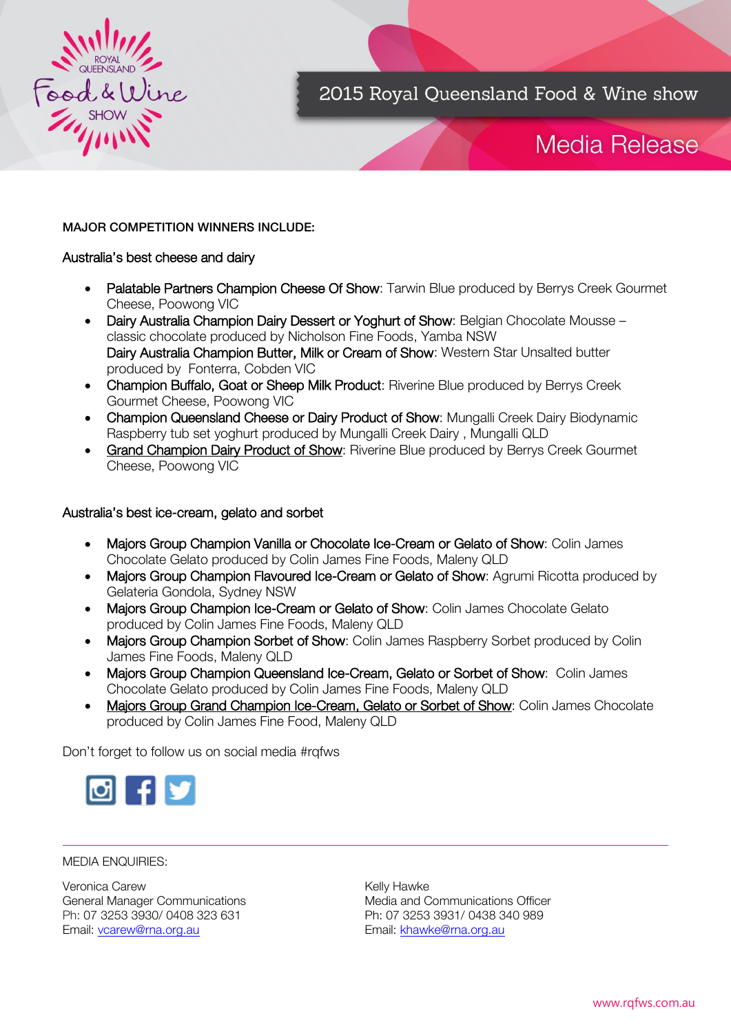MAJOR COMPETITION WINNERS INCLUDE:

Australia's best cheese and dairy

- Palatable Partners Champion Cheese Of Show: Tarwin Blue produced by Berrys Creek Gourmet Cheese, Poowong VIC
- Dairy Australia Champion Dairy Dessert or Yoghurt of Show: Belgian Chocolate Mousse – classic chocolate produced by Nicholson Fine Foods, Yamba NSW
  Dairy Australia Champion Butter, Milk or Cream of Show: Western Star Unsalted butter produced by Fonterra, Cobden VIC
- Champion Buffalo, Goat or Sheep Milk Product: Riverine Blue produced by Berrys Creek Gourmet Cheese, Poowong VIC
- Champion Queensland Cheese or Dairy Product of Show: Mungalli Creek Dairy Biodynamic Raspberry tub set yoghurt produced by Mungalli Creek Dairy , Mungalli QLD
- Grand Champion Dairy Product of Show: Riverine Blue produced by Berrys Creek Gourmet Cheese, Poowong VIC

Australia's best ice-cream, gelato and sorbet

- Majors Group Champion Vanilla or Chocolate Ice-Cream or Gelato of Show: Colin James Chocolate Gelato produced by Colin James Fine Foods, Maleny QLD
- Majors Group Champion Flavoured Ice-Cream or Gelato of Show: Agrumi Ricotta produced by Gelateria Gondola, Sydney NSW
- Majors Group Champion Ice-Cream or Gelato of Show: Colin James Chocolate Gelato produced by Colin James Fine Foods, Maleny QLD
- Majors Group Champion Sorbet of Show: Colin James Raspberry Sorbet produced by Colin James Fine Foods, Maleny QLD
- Majors Group Champion Queensland Ice-Cream, Gelato or Sorbet of Show: Colin James Chocolate Gelato produced by Colin James Fine Foods, Maleny QLD
- Majors Group Grand Champion Ice-Cream, Gelato or Sorbet of Show: Colin James Chocolate produced by Colin James Fine Food, Maleny QLD

Don't forget to follow us on social media #rqfws

---

MEDIA ENQUIRIES:

Veronica Carew
General Manager Communications
Ph: 07 3253 3930/ 0408 323 631
Email: vcarew@rna.org.au

Kelly Hawke
Media and Communications Officer
Ph: 07 3253 3931/ 0438 340 989
Email: khawke@rna.org.au